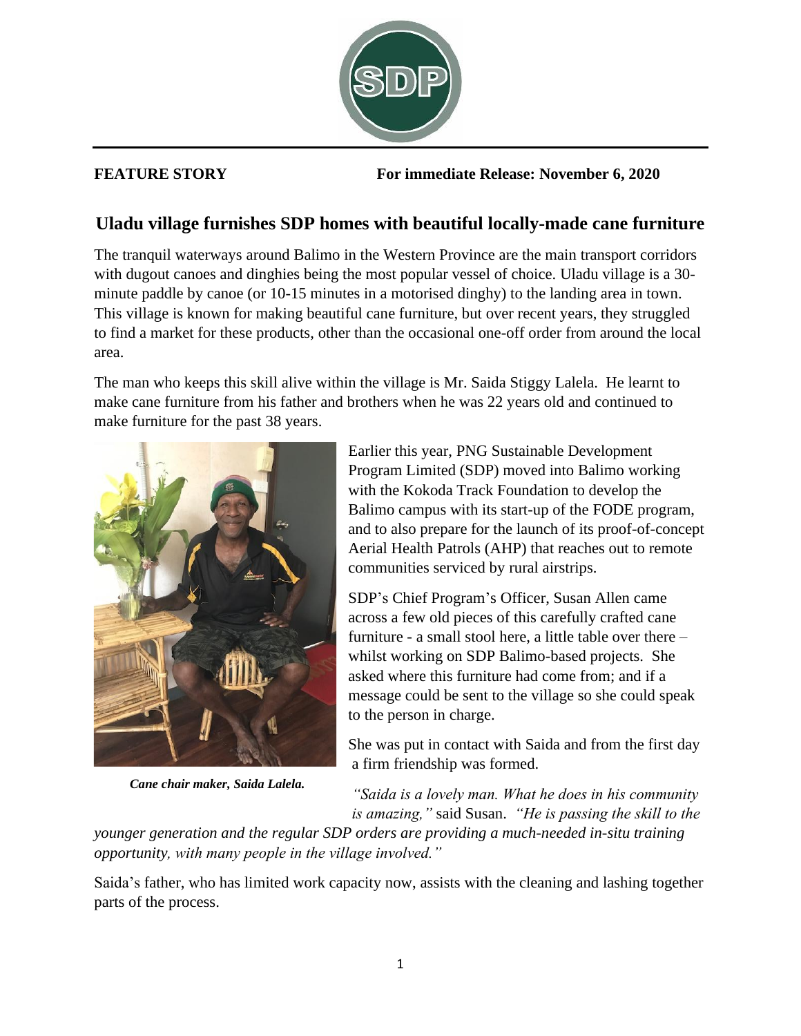**FEATURE STORY** **For immediate Release: November 6, 2020**

## Uladu village furnishes SDP homes with beautiful locally-made cane furniture

The tranquil waterways around Balimo in the Western Province are the main transport corridors with dugout canoes and dinghies being the most popular vessel of choice. Uladu village is a 30-minute paddle by canoe (or 10-15 minutes in a motorised dinghy) to the landing area in town. This village is known for making beautiful cane furniture, but over recent years, they struggled to find a market for these products, other than the occasional one-off order from around the local area.

The man who keeps this skill alive within the village is Mr. Saida Stiggy Lalela. He learnt to make cane furniture from his father and brothers when he was 22 years old and continued to make furniture for the past 38 years.

***Cane chair maker, Saida Lalela.***

Earlier this year, PNG Sustainable Development Program Limited (SDP) moved into Balimo working with the Kokoda Track Foundation to develop the Balimo campus with its start-up of the FODE program, and to also prepare for the launch of its proof-of-concept Aerial Health Patrols (AHP) that reaches out to remote communities serviced by rural airstrips.

SDP's Chief Program's Officer, Susan Allen came across a few old pieces of this carefully crafted cane furniture - a small stool here, a little table over there – whilst working on SDP Balimo-based projects. She asked where this furniture had come from; and if a message could be sent to the village so she could speak to the person in charge.

She was put in contact with Saida and from the first day a firm friendship was formed.

*"Saida is a lovely man. What he does in his community is amazing,"* said Susan. *"He is passing the skill to the younger generation and the regular SDP orders are providing a much-needed in-situ training opportunity, with many people in the village involved."*

Saida's father, who has limited work capacity now, assists with the cleaning and lashing together parts of the process.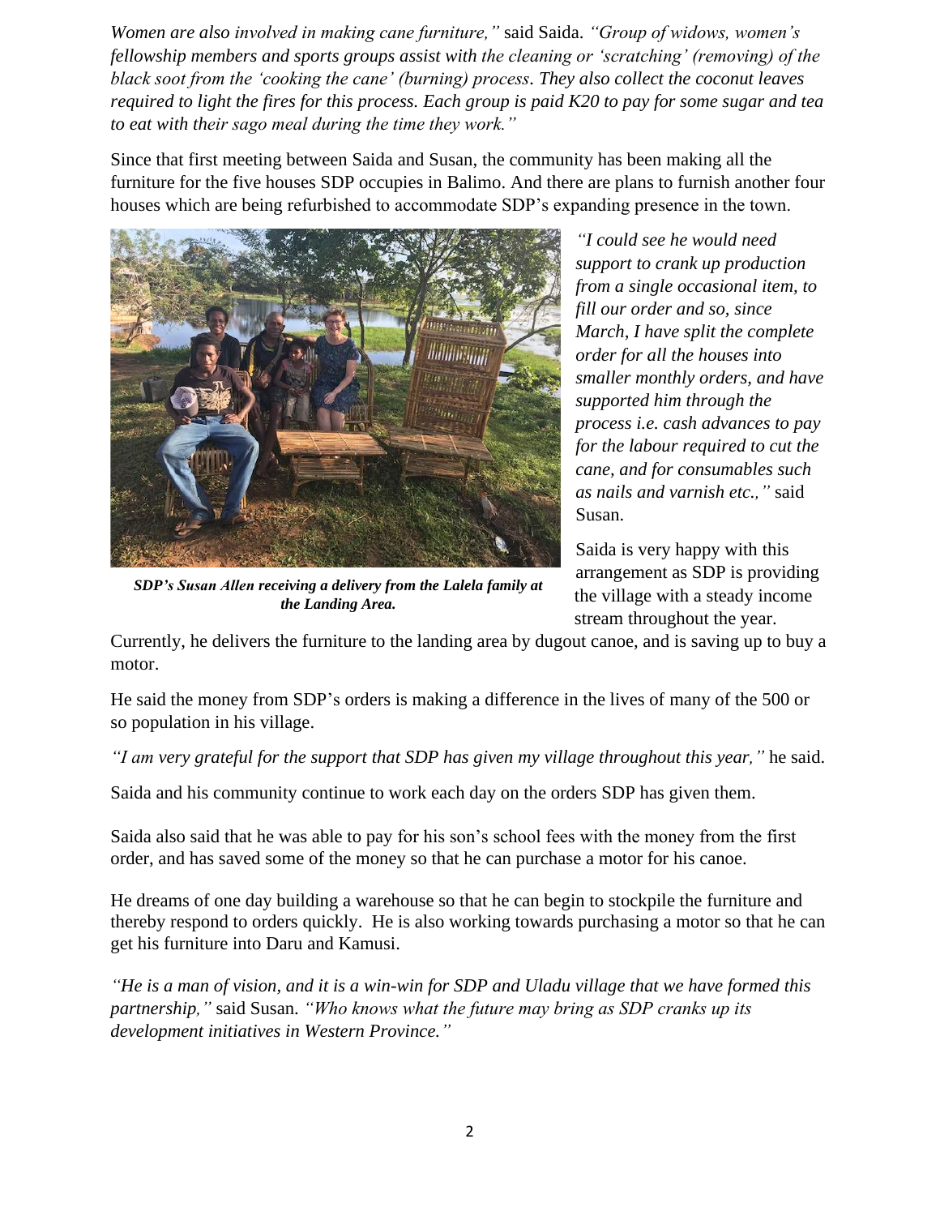*Women are also involved in making cane furniture,"* said Saida. *"Group of widows, women's fellowship members and sports groups assist with the cleaning or 'scratching' (removing) of the black soot from the 'cooking the cane' (burning) process. They also collect the coconut leaves required to light the fires for this process. Each group is paid K20 to pay for some sugar and tea to eat with their sago meal during the time they work."*

Since that first meeting between Saida and Susan, the community has been making all the furniture for the five houses SDP occupies in Balimo. And there are plans to furnish another four houses which are being refurbished to accommodate SDP's expanding presence in the town.

***SDP's Susan Allen receiving a delivery from the Lalela family at the Landing Area.***

*"I could see he would need support to crank up production from a single occasional item, to fill our order and so, since March, I have split the complete order for all the houses into smaller monthly orders, and have supported him through the process i.e. cash advances to pay for the labour required to cut the cane, and for consumables such as nails and varnish etc.,"* said Susan.

Saida is very happy with this arrangement as SDP is providing the village with a steady income stream throughout the year.

Currently, he delivers the furniture to the landing area by dugout canoe, and is saving up to buy a motor.

He said the money from SDP's orders is making a difference in the lives of many of the 500 or so population in his village.

*"I am very grateful for the support that SDP has given my village throughout this year,"* he said.

Saida and his community continue to work each day on the orders SDP has given them.

Saida also said that he was able to pay for his son's school fees with the money from the first order, and has saved some of the money so that he can purchase a motor for his canoe.

He dreams of one day building a warehouse so that he can begin to stockpile the furniture and thereby respond to orders quickly. He is also working towards purchasing a motor so that he can get his furniture into Daru and Kamusi.

*"He is a man of vision, and it is a win-win for SDP and Uladu village that we have formed this partnership,"* said Susan. *"Who knows what the future may bring as SDP cranks up its development initiatives in Western Province."*